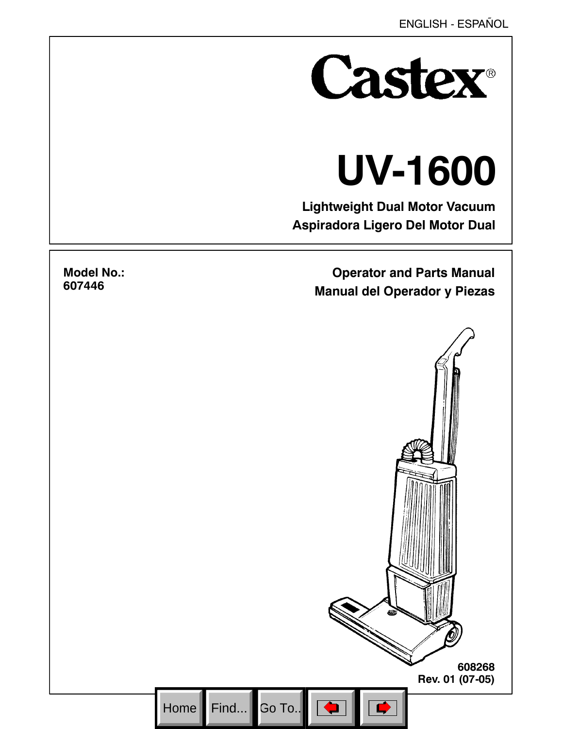ENGLISH - ESPAÑOL

# Castex®

# UV-1600

**Lightweight Dual Motor Vacuum**

**Aspiradora Ligero Del Motor Dual**

**Model No.:**
**607446**

**Operator and Parts Manual**

**Manual del Operador y Piezas**

**608268**
**Rev. 01 (07-05)**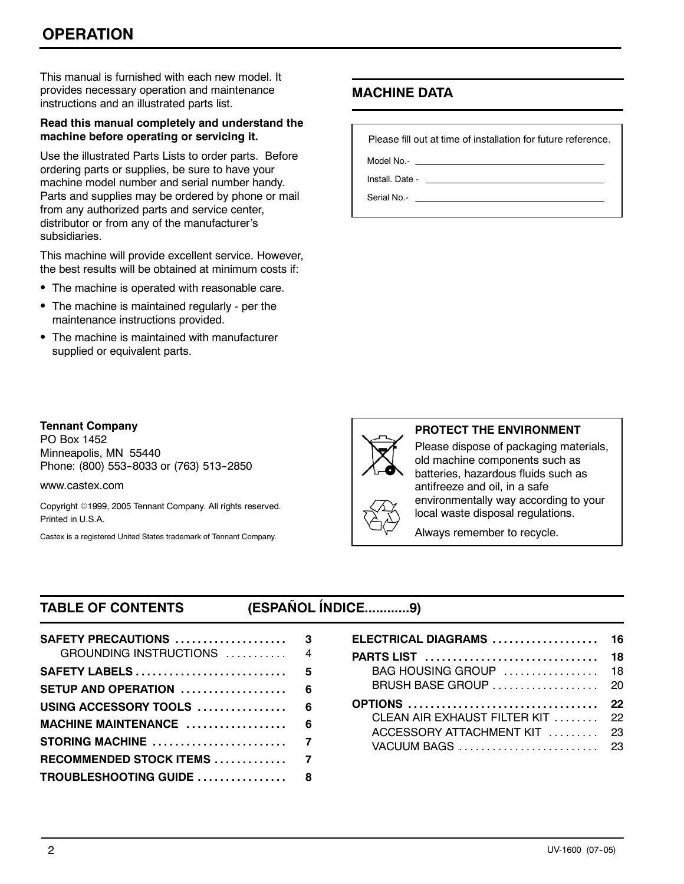# OPERATION

This manual is furnished with each new model. It provides necessary operation and maintenance instructions and an illustrated parts list.

**Read this manual completely and understand the machine before operating or servicing it.**

Use the illustrated Parts Lists to order parts. Before ordering parts or supplies, be sure to have your machine model number and serial number handy. Parts and supplies may be ordered by phone or mail from any authorized parts and service center, distributor or from any of the manufacturer's subsidiaries.

This machine will provide excellent service. However, the best results will be obtained at minimum costs if:

- The machine is operated with reasonable care.
- The machine is maintained regularly - per the maintenance instructions provided.
- The machine is maintained with manufacturer supplied or equivalent parts.

## MACHINE DATA

Please fill out at time of installation for future reference.

Model No.- \_\_\_\_\_\_\_\_\_\_\_\_\_\_\_\_\_\_\_\_\_\_\_\_

Install. Date - \_\_\_\_\_\_\_\_\_\_\_\_\_\_\_\_\_\_\_\_\_\_\_\_

Serial No.- \_\_\_\_\_\_\_\_\_\_\_\_\_\_\_\_\_\_\_\_\_\_\_\_

**Tennant Company**
PO Box 1452
Minneapolis, MN 55440
Phone: (800) 553-8033 or (763) 513-2850

www.castex.com

Copyright ©1999, 2005 Tennant Company. All rights reserved.
Printed in U.S.A.

Castex is a registered United States trademark of Tennant Company.

**PROTECT THE ENVIRONMENT**

Please dispose of packaging materials, old machine components such as batteries, hazardous fluids such as antifreeze and oil, in a safe environmentally way according to your local waste disposal regulations.

Always remember to recycle.

## TABLE OF CONTENTS (ESPAÑOL ÍNDICE............9)

| Section | Page |
|---|---|
| **SAFETY PRECAUTIONS** | **3** |
| GROUNDING INSTRUCTIONS | 4 |
| **SAFETY LABELS** | **5** |
| **SETUP AND OPERATION** | **6** |
| **USING ACCESSORY TOOLS** | **6** |
| **MACHINE MAINTENANCE** | **6** |
| **STORING MACHINE** | **7** |
| **RECOMMENDED STOCK ITEMS** | **7** |
| **TROUBLESHOOTING GUIDE** | **8** |
| **ELECTRICAL DIAGRAMS** | **16** |
| **PARTS LIST** | **18** |
| BAG HOUSING GROUP | 18 |
| BRUSH BASE GROUP | 20 |
| **OPTIONS** | **22** |
| CLEAN AIR EXHAUST FILTER KIT | 22 |
| ACCESSORY ATTACHMENT KIT | 23 |
| VACUUM BAGS | 23 |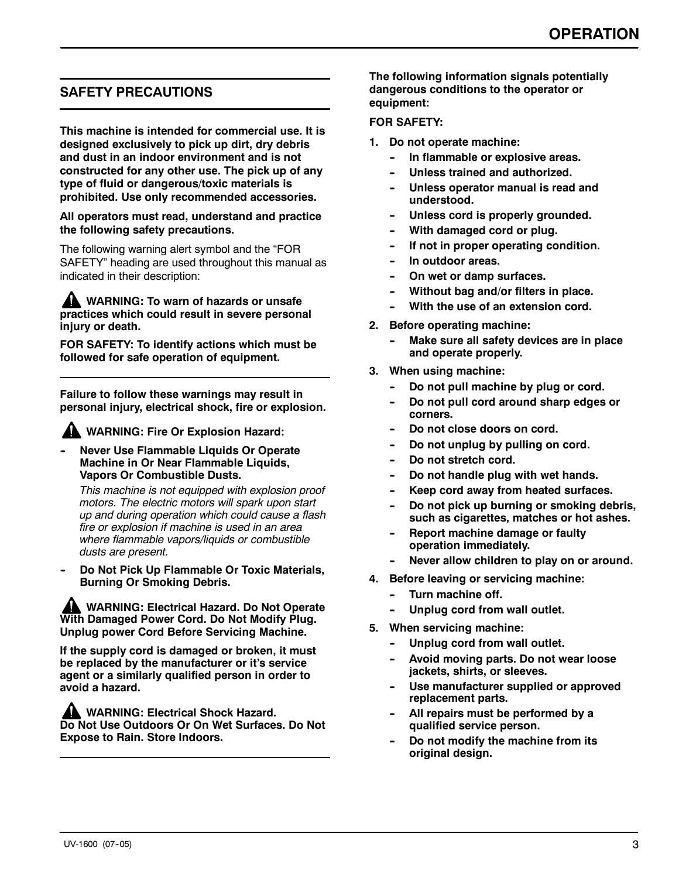## SAFETY PRECAUTIONS

**This machine is intended for commercial use. It is designed exclusively to pick up dirt, dry debris and dust in an indoor environment and is not constructed for any other use. The pick up of any type of fluid or dangerous/toxic materials is prohibited. Use only recommended accessories.**

**All operators must read, understand and practice the following safety precautions.**

The following warning alert symbol and the "FOR SAFETY" heading are used throughout this manual as indicated in their description:

**WARNING: To warn of hazards or unsafe practices which could result in severe personal injury or death.**

**FOR SAFETY: To identify actions which must be followed for safe operation of equipment.**

---

**Failure to follow these warnings may result in personal injury, electrical shock, fire or explosion.**

**WARNING: Fire Or Explosion Hazard:**

- **Never Use Flammable Liquids Or Operate Machine in Or Near Flammable Liquids, Vapors Or Combustible Dusts.**

  *This machine is not equipped with explosion proof motors. The electric motors will spark upon start up and during operation which could cause a flash fire or explosion if machine is used in an area where flammable vapors/liquids or combustible dusts are present.*

- **Do Not Pick Up Flammable Or Toxic Materials, Burning Or Smoking Debris.**

**WARNING: Electrical Hazard. Do Not Operate With Damaged Power Cord. Do Not Modify Plug. Unplug power Cord Before Servicing Machine.**

**If the supply cord is damaged or broken, it must be replaced by the manufacturer or it's service agent or a similarly qualified person in order to avoid a hazard.**

**WARNING: Electrical Shock Hazard. Do Not Use Outdoors Or On Wet Surfaces. Do Not Expose to Rain. Store Indoors.**

---

**The following information signals potentially dangerous conditions to the operator or equipment:**

**FOR SAFETY:**

1. **Do not operate machine:**
   - **In flammable or explosive areas.**
   - **Unless trained and authorized.**
   - **Unless operator manual is read and understood.**
   - **Unless cord is properly grounded.**
   - **With damaged cord or plug.**
   - **If not in proper operating condition.**
   - **In outdoor areas.**
   - **On wet or damp surfaces.**
   - **Without bag and/or filters in place.**
   - **With the use of an extension cord.**
2. **Before operating machine:**
   - **Make sure all safety devices are in place and operate properly.**
3. **When using machine:**
   - **Do not pull machine by plug or cord.**
   - **Do not pull cord around sharp edges or corners.**
   - **Do not close doors on cord.**
   - **Do not unplug by pulling on cord.**
   - **Do not stretch cord.**
   - **Do not handle plug with wet hands.**
   - **Keep cord away from heated surfaces.**
   - **Do not pick up burning or smoking debris, such as cigarettes, matches or hot ashes.**
   - **Report machine damage or faulty operation immediately.**
   - **Never allow children to play on or around.**
4. **Before leaving or servicing machine:**
   - **Turn machine off.**
   - **Unplug cord from wall outlet.**
5. **When servicing machine:**
   - **Unplug cord from wall outlet.**
   - **Avoid moving parts. Do not wear loose jackets, shirts, or sleeves.**
   - **Use manufacturer supplied or approved replacement parts.**
   - **All repairs must be performed by a qualified service person.**
   - **Do not modify the machine from its original design.**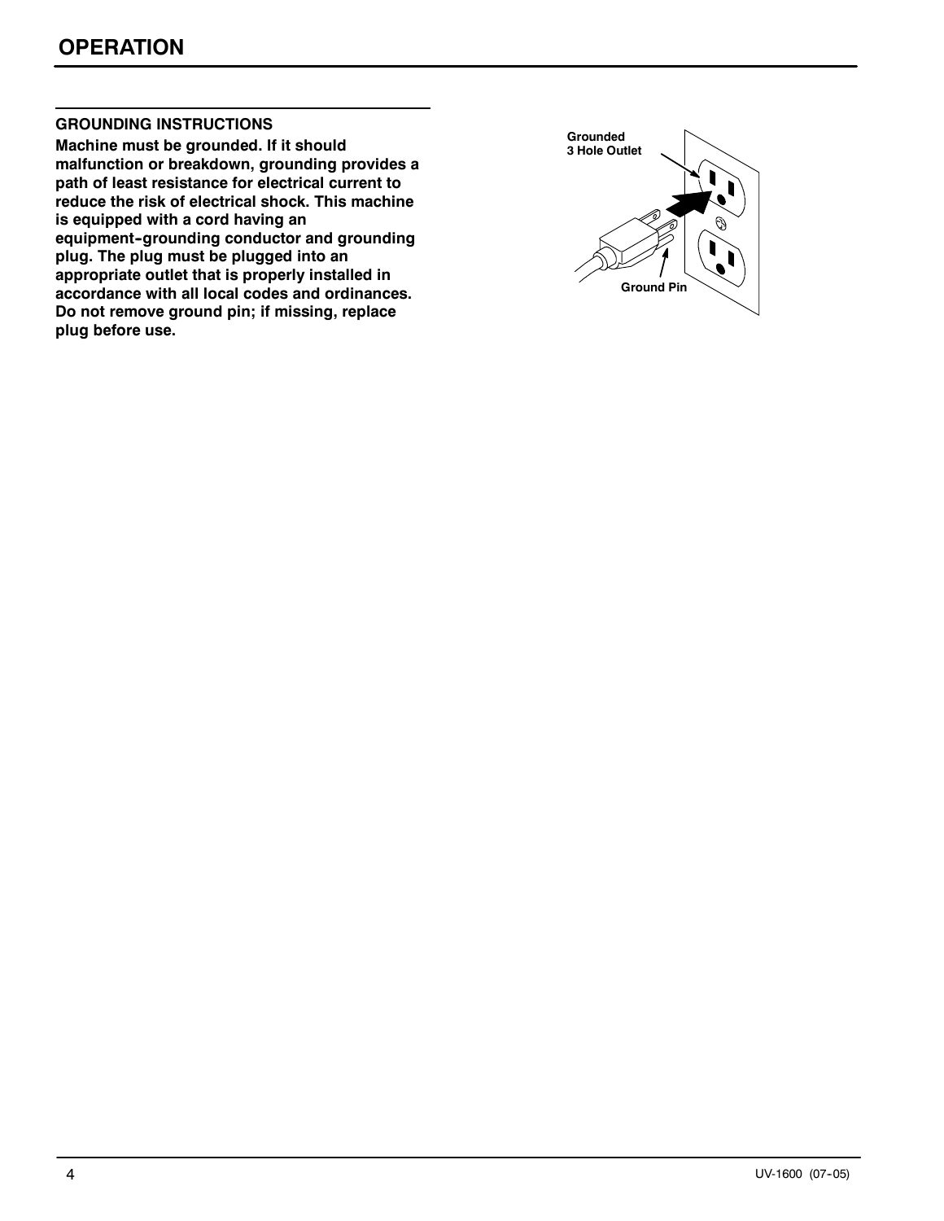# OPERATION

## GROUNDING INSTRUCTIONS

**Machine must be grounded. If it should malfunction or breakdown, grounding provides a path of least resistance for electrical current to reduce the risk of electrical shock. This machine is equipped with a cord having an equipment-grounding conductor and grounding plug. The plug must be plugged into an appropriate outlet that is properly installed in accordance with all local codes and ordinances. Do not remove ground pin; if missing, replace plug before use.**

Grounded 3 Hole Outlet

Ground Pin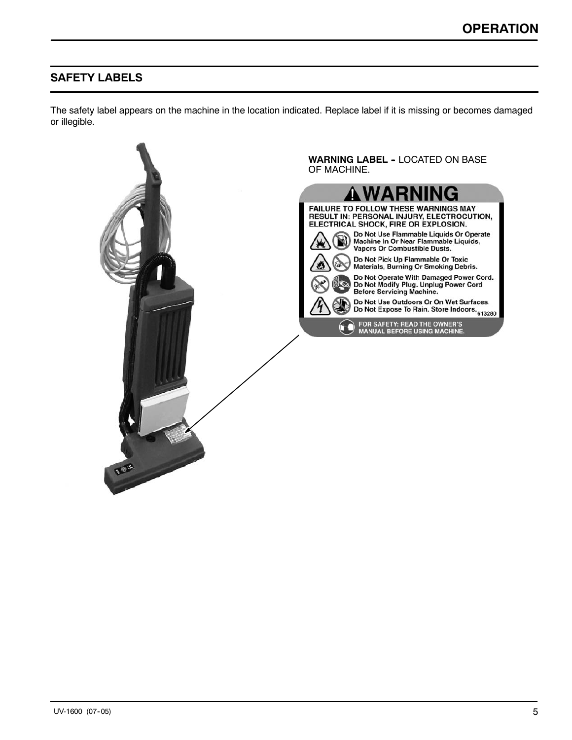## SAFETY LABELS

The safety label appears on the machine in the location indicated. Replace label if it is missing or becomes damaged or illegible.

**WARNING LABEL -** LOCATED ON BASE OF MACHINE.

**WARNING**

FAILURE TO FOLLOW THESE WARNINGS MAY RESULT IN: PERSONAL INJURY, ELECTROCUTION, ELECTRICAL SHOCK, FIRE OR EXPLOSION.

Do Not Use Flammable Liquids Or Operate Machine In Or Near Flammable Liquids, Vapors Or Combustible Dusts.

Do Not Pick Up Flammable Or Toxic Materials, Burning Or Smoking Debris.

Do Not Operate With Damaged Power Cord. Do Not Modify Plug. Unplug Power Cord Before Servicing Machine.

Do Not Use Outdoors Or On Wet Surfaces. Do Not Expose To Rain. Store Indoors.

613280

FOR SAFETY: READ THE OWNER'S MANUAL BEFORE USING MACHINE.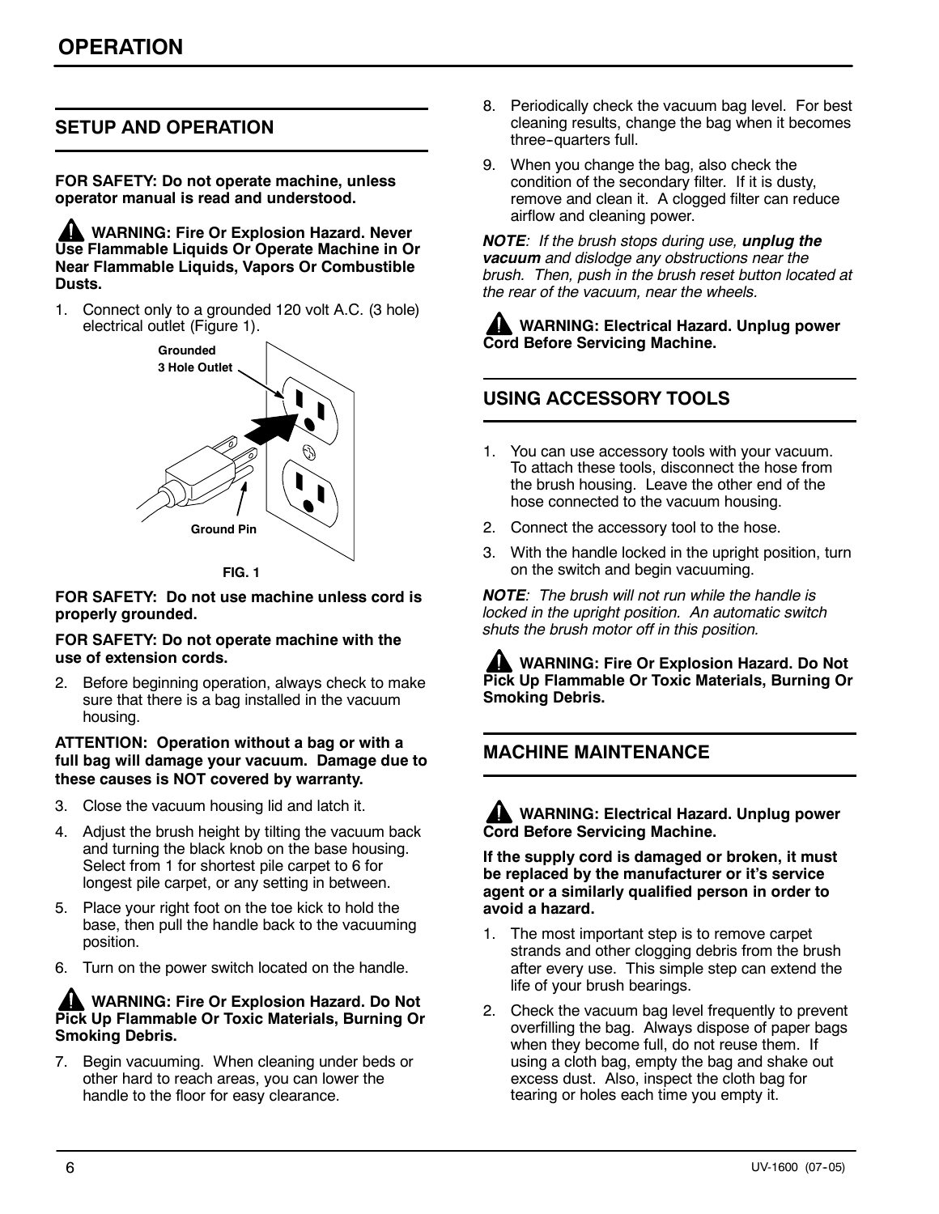# OPERATION

## SETUP AND OPERATION

**FOR SAFETY: Do not operate machine, unless operator manual is read and understood.**

**WARNING: Fire Or Explosion Hazard. Never Use Flammable Liquids Or Operate Machine in Or Near Flammable Liquids, Vapors Or Combustible Dusts.**

1. Connect only to a grounded 120 volt A.C. (3 hole) electrical outlet (Figure 1).

Grounded 3 Hole Outlet

Ground Pin

FIG. 1

**FOR SAFETY: Do not use machine unless cord is properly grounded.**

**FOR SAFETY: Do not operate machine with the use of extension cords.**

2. Before beginning operation, always check to make sure that there is a bag installed in the vacuum housing.

**ATTENTION: Operation without a bag or with a full bag will damage your vacuum. Damage due to these causes is NOT covered by warranty.**

3. Close the vacuum housing lid and latch it.
4. Adjust the brush height by tilting the vacuum back and turning the black knob on the base housing. Select from 1 for shortest pile carpet to 6 for longest pile carpet, or any setting in between.
5. Place your right foot on the toe kick to hold the base, then pull the handle back to the vacuuming position.
6. Turn on the power switch located on the handle.

**WARNING: Fire Or Explosion Hazard. Do Not Pick Up Flammable Or Toxic Materials, Burning Or Smoking Debris.**

7. Begin vacuuming. When cleaning under beds or other hard to reach areas, you can lower the handle to the floor for easy clearance.
8. Periodically check the vacuum bag level. For best cleaning results, change the bag when it becomes three-quarters full.
9. When you change the bag, also check the condition of the secondary filter. If it is dusty, remove and clean it. A clogged filter can reduce airflow and cleaning power.

***NOTE**: If the brush stops during use, **unplug the vacuum** and dislodge any obstructions near the brush. Then, push in the brush reset button located at the rear of the vacuum, near the wheels.*

**WARNING: Electrical Hazard. Unplug power Cord Before Servicing Machine.**

## USING ACCESSORY TOOLS

1. You can use accessory tools with your vacuum. To attach these tools, disconnect the hose from the brush housing. Leave the other end of the hose connected to the vacuum housing.
2. Connect the accessory tool to the hose.
3. With the handle locked in the upright position, turn on the switch and begin vacuuming.

***NOTE**: The brush will not run while the handle is locked in the upright position. An automatic switch shuts the brush motor off in this position.*

**WARNING: Fire Or Explosion Hazard. Do Not Pick Up Flammable Or Toxic Materials, Burning Or Smoking Debris.**

## MACHINE MAINTENANCE

**WARNING: Electrical Hazard. Unplug power Cord Before Servicing Machine.**

**If the supply cord is damaged or broken, it must be replaced by the manufacturer or it's service agent or a similarly qualified person in order to avoid a hazard.**

1. The most important step is to remove carpet strands and other clogging debris from the brush after every use. This simple step can extend the life of your brush bearings.
2. Check the vacuum bag level frequently to prevent overfilling the bag. Always dispose of paper bags when they become full, do not reuse them. If using a cloth bag, empty the bag and shake out excess dust. Also, inspect the cloth bag for tearing or holes each time you empty it.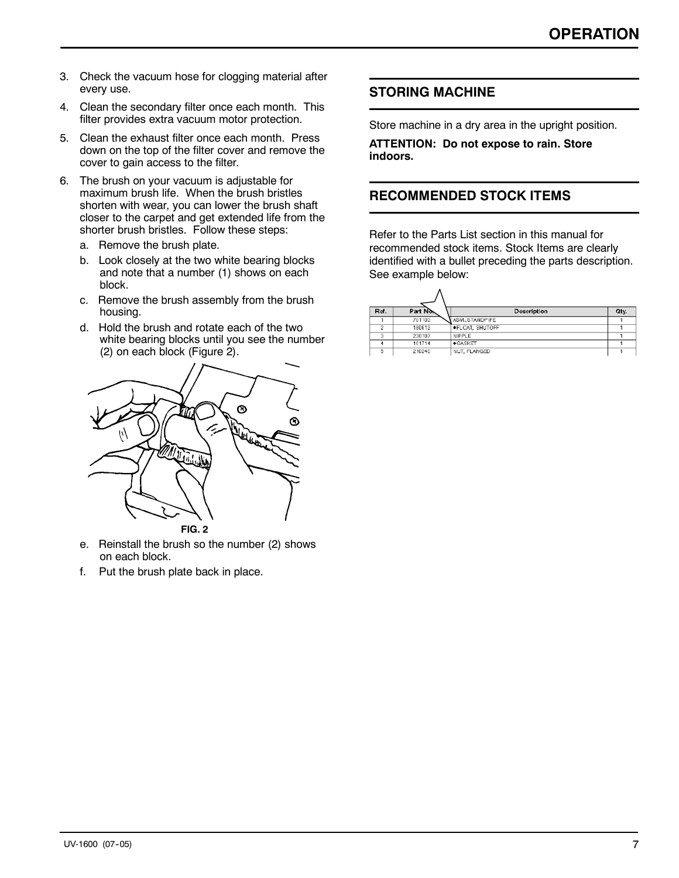3. Check the vacuum hose for clogging material after every use.
4. Clean the secondary filter once each month. This filter provides extra vacuum motor protection.
5. Clean the exhaust filter once each month. Press down on the top of the filter cover and remove the cover to gain access to the filter.
6. The brush on your vacuum is adjustable for maximum brush life. When the brush bristles shorten with wear, you can lower the brush shaft closer to the carpet and get extended life from the shorter brush bristles. Follow these steps:
   a. Remove the brush plate.
   b. Look closely at the two white bearing blocks and note that a number (1) shows on each block.
   c. Remove the brush assembly from the brush housing.
   d. Hold the brush and rotate each of the two white bearing blocks until you see the number (2) on each block (Figure 2).

FIG. 2

   e. Reinstall the brush so the number (2) shows on each block.
   f. Put the brush plate back in place.

## STORING MACHINE

Store machine in a dry area in the upright position.

**ATTENTION: Do not expose to rain. Store indoors.**

## RECOMMENDED STOCK ITEMS

Refer to the Parts List section in this manual for recommended stock items. Stock Items are clearly identified with a bullet preceding the parts description. See example below:

| Ref. | Part No. | Description | Qty. |
|---|---|---|---|
| 1 | 701103 | ASM.,STANDPIPE | 1 |
| 2 | 180613 | •FLOAT, SHUTOFF | 1 |
| 3 | 230187 | NIPPLE | 1 |
| 4 | 101714 | •GASKET | 1 |
| 5 | 210240 | NUT, FLANGED | 1 |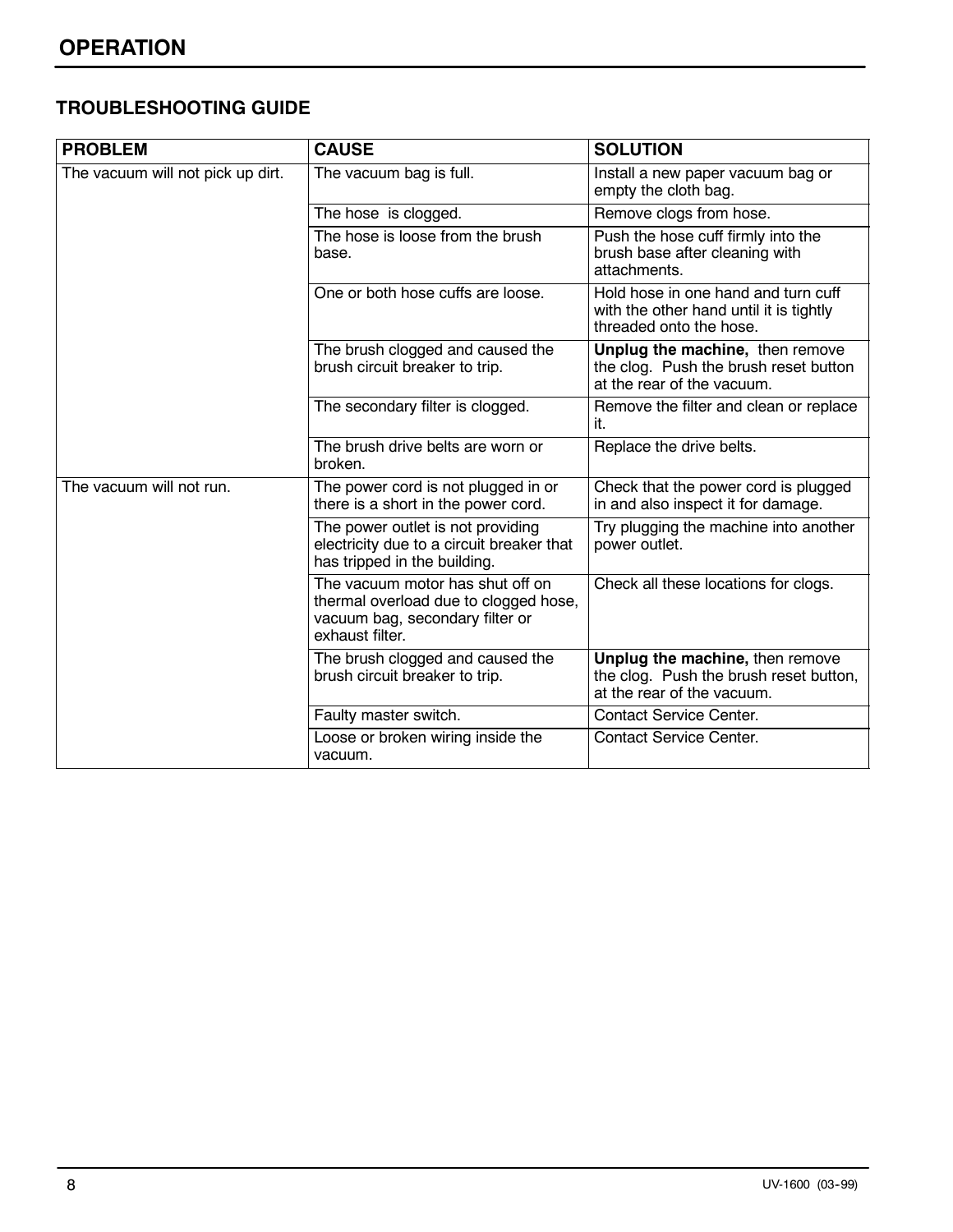## OPERATION

### TROUBLESHOOTING GUIDE

| PROBLEM | CAUSE | SOLUTION |
|---|---|---|
| The vacuum will not pick up dirt. | The vacuum bag is full. | Install a new paper vacuum bag or empty the cloth bag. |
| | The hose is clogged. | Remove clogs from hose. |
| | The hose is loose from the brush base. | Push the hose cuff firmly into the brush base after cleaning with attachments. |
| | One or both hose cuffs are loose. | Hold hose in one hand and turn cuff with the other hand until it is tightly threaded onto the hose. |
| | The brush clogged and caused the brush circuit breaker to trip. | **Unplug the machine,** then remove the clog. Push the brush reset button at the rear of the vacuum. |
| | The secondary filter is clogged. | Remove the filter and clean or replace it. |
| | The brush drive belts are worn or broken. | Replace the drive belts. |
| The vacuum will not run. | The power cord is not plugged in or there is a short in the power cord. | Check that the power cord is plugged in and also inspect it for damage. |
| | The power outlet is not providing electricity due to a circuit breaker that has tripped in the building. | Try plugging the machine into another power outlet. |
| | The vacuum motor has shut off on thermal overload due to clogged hose, vacuum bag, secondary filter or exhaust filter. | Check all these locations for clogs. |
| | The brush clogged and caused the brush circuit breaker to trip. | **Unplug the machine,** then remove the clog. Push the brush reset button, at the rear of the vacuum. |
| | Faulty master switch. | Contact Service Center. |
| | Loose or broken wiring inside the vacuum. | Contact Service Center. |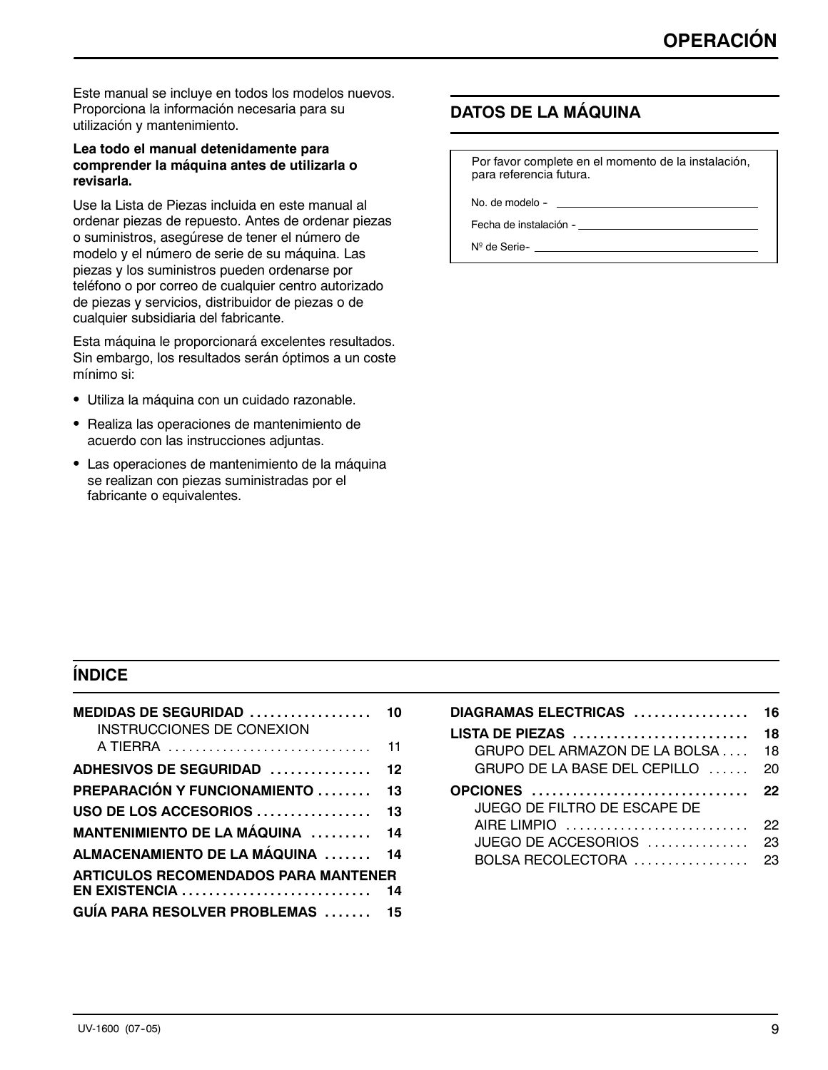# OPERACIÓN

Este manual se incluye en todos los modelos nuevos. Proporciona la información necesaria para su utilización y mantenimiento.

**Lea todo el manual detenidamente para comprender la máquina antes de utilizarla o revisarla.**

Use la Lista de Piezas incluida en este manual al ordenar piezas de repuesto. Antes de ordenar piezas o suministros, asegúrese de tener el número de modelo y el número de serie de su máquina. Las piezas y los suministros pueden ordenarse por teléfono o por correo de cualquier centro autorizado de piezas y servicios, distribuidor de piezas o de cualquier subsidiaria del fabricante.

Esta máquina le proporcionará excelentes resultados. Sin embargo, los resultados serán óptimos a un coste mínimo si:

- Utiliza la máquina con un cuidado razonable.
- Realiza las operaciones de mantenimiento de acuerdo con las instrucciones adjuntas.
- Las operaciones de mantenimiento de la máquina se realizan con piezas suministradas por el fabricante o equivalentes.

## DATOS DE LA MÁQUINA

Por favor complete en el momento de la instalación, para referencia futura.

No. de modelo - ______________________

Fecha de instalación - ______________________

Nº de Serie- ______________________

## ÍNDICE

| | |
|---|---|
| **MEDIDAS DE SEGURIDAD** | **10** |
| INSTRUCCIONES DE CONEXION A TIERRA | 11 |
| **ADHESIVOS DE SEGURIDAD** | **12** |
| **PREPARACIÓN Y FUNCIONAMIENTO** | **13** |
| **USO DE LOS ACCESORIOS** | **13** |
| **MANTENIMIENTO DE LA MÁQUINA** | **14** |
| **ALMACENAMIENTO DE LA MÁQUINA** | **14** |
| **ARTICULOS RECOMENDADOS PARA MANTENER EN EXISTENCIA** | **14** |
| **GUÍA PARA RESOLVER PROBLEMAS** | **15** |
| **DIAGRAMAS ELECTRICAS** | **16** |
| **LISTA DE PIEZAS** | **18** |
| GRUPO DEL ARMAZON DE LA BOLSA | 18 |
| GRUPO DE LA BASE DEL CEPILLO | 20 |
| **OPCIONES** | **22** |
| JUEGO DE FILTRO DE ESCAPE DE AIRE LIMPIO | 22 |
| JUEGO DE ACCESORIOS | 23 |
| BOLSA RECOLECTORA | 23 |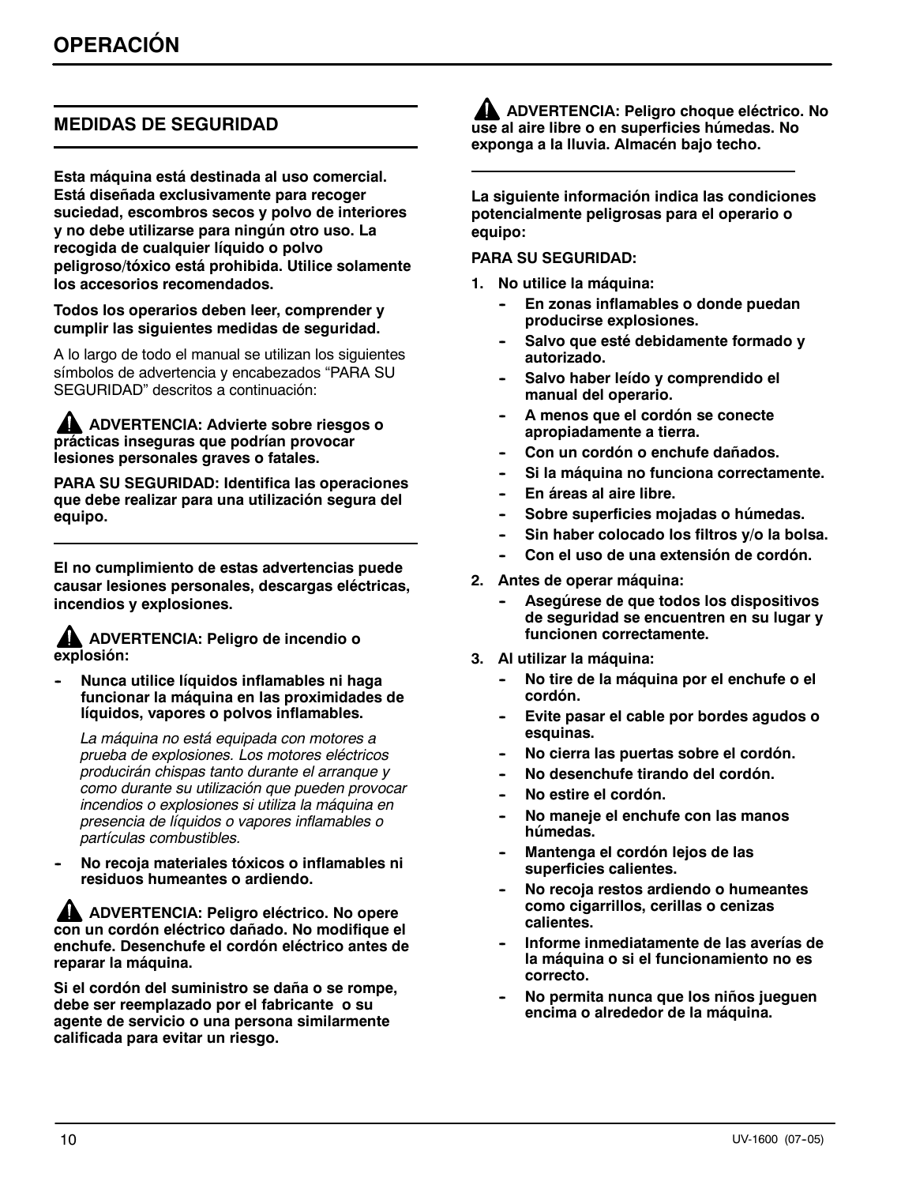# OPERACIÓN

## MEDIDAS DE SEGURIDAD

**Esta máquina está destinada al uso comercial. Está diseñada exclusivamente para recoger suciedad, escombros secos y polvo de interiores y no debe utilizarse para ningún otro uso. La recogida de cualquier líquido o polvo peligroso/tóxico está prohibida. Utilice solamente los accesorios recomendados.**

**Todos los operarios deben leer, comprender y cumplir las siguientes medidas de seguridad.**

A lo largo de todo el manual se utilizan los siguientes símbolos de advertencia y encabezados "PARA SU SEGURIDAD" descritos a continuación:

**⚠ ADVERTENCIA: Advierte sobre riesgos o prácticas inseguras que podrían provocar lesiones personales graves o fatales.**

**PARA SU SEGURIDAD: Identifica las operaciones que debe realizar para una utilización segura del equipo.**

**El no cumplimiento de estas advertencias puede causar lesiones personales, descargas eléctricas, incendios y explosiones.**

**⚠ ADVERTENCIA: Peligro de incendio o explosión:**

- **Nunca utilice líquidos inflamables ni haga funcionar la máquina en las proximidades de líquidos, vapores o polvos inflamables.**

  *La máquina no está equipada con motores a prueba de explosiones. Los motores eléctricos producirán chispas tanto durante el arranque y como durante su utilización que pueden provocar incendios o explosiones si utiliza la máquina en presencia de líquidos o vapores inflamables o partículas combustibles.*

- **No recoja materiales tóxicos o inflamables ni residuos humeantes o ardiendo.**

**⚠ ADVERTENCIA: Peligro eléctrico. No opere con un cordón eléctrico dañado. No modifique el enchufe. Desenchufe el cordón eléctrico antes de reparar la máquina.**

**Si el cordón del suministro se daña o se rompe, debe ser reemplazado por el fabricante o su agente de servicio o una persona similarmente calificada para evitar un riesgo.**

**⚠ ADVERTENCIA: Peligro choque eléctrico. No use al aire libre o en superficies húmedas. No exponga a la lluvia. Almacén bajo techo.**

**La siguiente información indica las condiciones potencialmente peligrosas para el operario o equipo:**

**PARA SU SEGURIDAD:**

1. **No utilice la máquina:**
   - **En zonas inflamables o donde puedan producirse explosiones.**
   - **Salvo que esté debidamente formado y autorizado.**
   - **Salvo haber leído y comprendido el manual del operario.**
   - **A menos que el cordón se conecte apropiadamente a tierra.**
   - **Con un cordón o enchufe dañados.**
   - **Si la máquina no funciona correctamente.**
   - **En áreas al aire libre.**
   - **Sobre superficies mojadas o húmedas.**
   - **Sin haber colocado los filtros y/o la bolsa.**
   - **Con el uso de una extensión de cordón.**
2. **Antes de operar máquina:**
   - **Asegúrese de que todos los dispositivos de seguridad se encuentren en su lugar y funcionen correctamente.**
3. **Al utilizar la máquina:**
   - **No tire de la máquina por el enchufe o el cordón.**
   - **Evite pasar el cable por bordes agudos o esquinas.**
   - **No cierra las puertas sobre el cordón.**
   - **No desenchufe tirando del cordón.**
   - **No estire el cordón.**
   - **No maneje el enchufe con las manos húmedas.**
   - **Mantenga el cordón lejos de las superficies calientes.**
   - **No recoja restos ardiendo o humeantes como cigarrillos, cerillas o cenizas calientes.**
   - **Informe inmediatamente de las averías de la máquina o si el funcionamiento no es correcto.**
   - **No permita nunca que los niños jueguen encima o alrededor de la máquina.**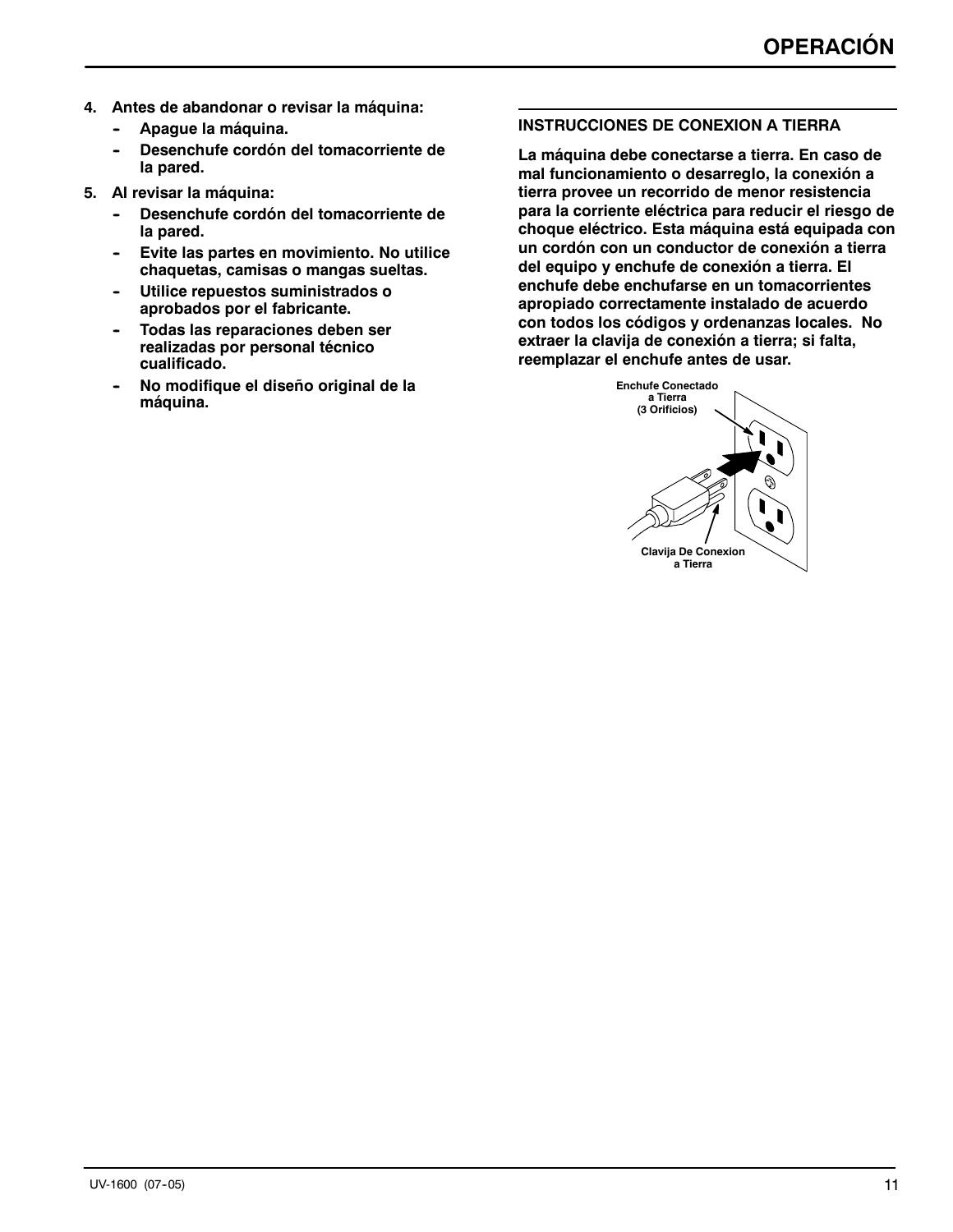4. **Antes de abandonar o revisar la máquina:**
   - **Apague la máquina.**
   - **Desenchufe cordón del tomacorriente de la pared.**
5. **Al revisar la máquina:**
   - **Desenchufe cordón del tomacorriente de la pared.**
   - **Evite las partes en movimiento. No utilice chaquetas, camisas o mangas sueltas.**
   - **Utilice repuestos suministrados o aprobados por el fabricante.**
   - **Todas las reparaciones deben ser realizadas por personal técnico cualificado.**
   - **No modifique el diseño original de la máquina.**

## INSTRUCCIONES DE CONEXION A TIERRA

**La máquina debe conectarse a tierra. En caso de mal funcionamiento o desarreglo, la conexión a tierra provee un recorrido de menor resistencia para la corriente eléctrica para reducir el riesgo de choque eléctrico. Esta máquina está equipada con un cordón con un conductor de conexión a tierra del equipo y enchufe de conexión a tierra. El enchufe debe enchufarse en un tomacorrientes apropiado correctamente instalado de acuerdo con todos los códigos y ordenanzas locales. No extraer la clavija de conexión a tierra; si falta, reemplazar el enchufe antes de usar.**

Enchufe Conectado a Tierra (3 Orificios)

Clavija De Conexion a Tierra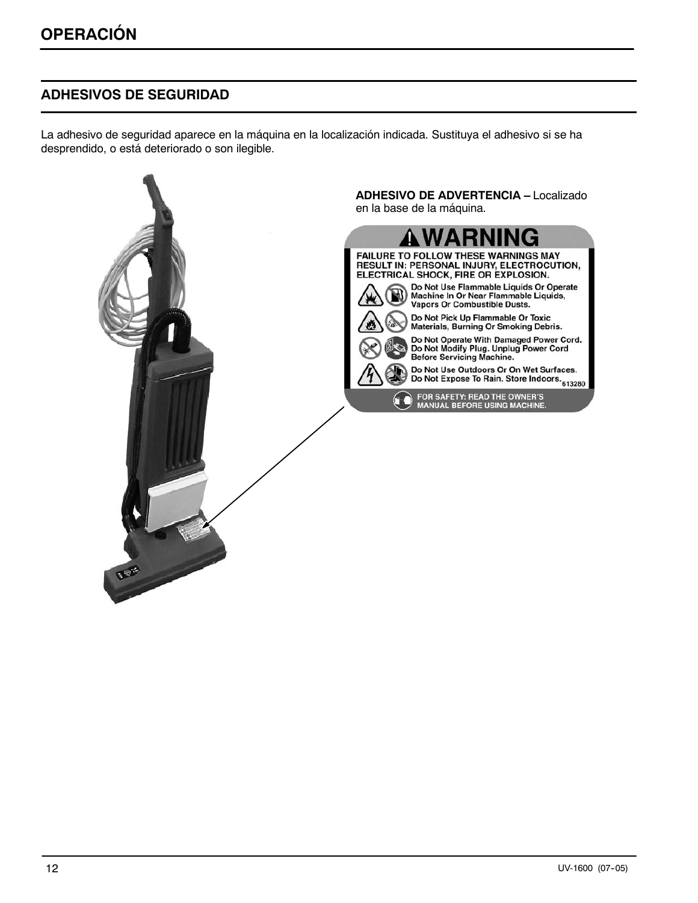# OPERACIÓN

## ADHESIVOS DE SEGURIDAD

La adhesivo de seguridad aparece en la máquina en la localización indicada. Sustituya el adhesivo si se ha desprendido, o está deteriorado o son ilegible.

**ADHESIVO DE ADVERTENCIA –** Localizado en la base de la máquina.

**⚠WARNING**

**FAILURE TO FOLLOW THESE WARNINGS MAY RESULT IN: PERSONAL INJURY, ELECTROCUTION, ELECTRICAL SHOCK, FIRE OR EXPLOSION.**

Do Not Use Flammable Liquids Or Operate Machine In Or Near Flammable Liquids, Vapors Or Combustible Dusts.

Do Not Pick Up Flammable Or Toxic Materials, Burning Or Smoking Debris.

Do Not Operate With Damaged Power Cord. Do Not Modify Plug. Unplug Power Cord Before Servicing Machine.

Do Not Use Outdoors Or On Wet Surfaces. Do Not Expose To Rain. Store Indoors. 613280

FOR SAFETY: READ THE OWNER'S MANUAL BEFORE USING MACHINE.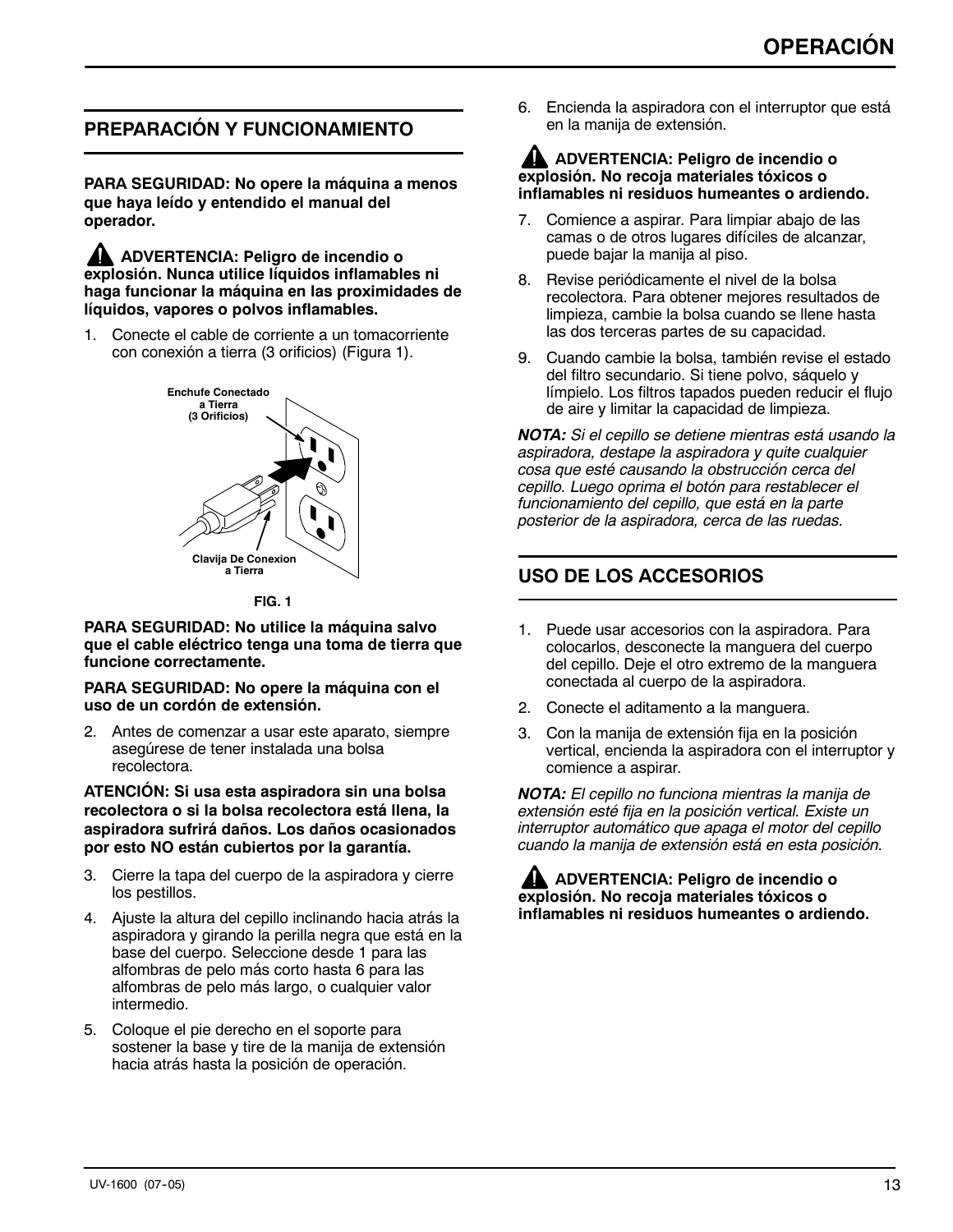# OPERACIÓN

## PREPARACIÓN Y FUNCIONAMIENTO

**PARA SEGURIDAD: No opere la máquina a menos que haya leído y entendido el manual del operador.**

**ADVERTENCIA: Peligro de incendio o explosión. Nunca utilice líquidos inflamables ni haga funcionar la máquina en las proximidades de líquidos, vapores o polvos inflamables.**

1. Conecte el cable de corriente a un tomacorriente con conexión a tierra (3 orificios) (Figura 1).

Enchufe Conectado a Tierra (3 Orificios)

Clavija De Conexion a Tierra

FIG. 1

**PARA SEGURIDAD: No utilice la máquina salvo que el cable eléctrico tenga una toma de tierra que funcione correctamente.**

**PARA SEGURIDAD: No opere la máquina con el uso de un cordón de extensión.**

2. Antes de comenzar a usar este aparato, siempre asegúrese de tener instalada una bolsa recolectora.

**ATENCIÓN: Si usa esta aspiradora sin una bolsa recolectora o si la bolsa recolectora está llena, la aspiradora sufrirá daños. Los daños ocasionados por esto NO están cubiertos por la garantía.**

3. Cierre la tapa del cuerpo de la aspiradora y cierre los pestillos.
4. Ajuste la altura del cepillo inclinando hacia atrás la aspiradora y girando la perilla negra que está en la base del cuerpo. Seleccione desde 1 para las alfombras de pelo más corto hasta 6 para las alfombras de pelo más largo, o cualquier valor intermedio.
5. Coloque el pie derecho en el soporte para sostener la base y tire de la manija de extensión hacia atrás hasta la posición de operación.
6. Encienda la aspiradora con el interruptor que está en la manija de extensión.

**ADVERTENCIA: Peligro de incendio o explosión. No recoja materiales tóxicos o inflamables ni residuos humeantes o ardiendo.**

7. Comience a aspirar. Para limpiar abajo de las camas o de otros lugares difíciles de alcanzar, puede bajar la manija al piso.
8. Revise periódicamente el nivel de la bolsa recolectora. Para obtener mejores resultados de limpieza, cambie la bolsa cuando se llene hasta las dos terceras partes de su capacidad.
9. Cuando cambie la bolsa, también revise el estado del filtro secundario. Si tiene polvo, sáquelo y límpielo. Los filtros tapados pueden reducir el flujo de aire y limitar la capacidad de limpieza.

***NOTA:*** *Si el cepillo se detiene mientras está usando la aspiradora, destape la aspiradora y quite cualquier cosa que esté causando la obstrucción cerca del cepillo. Luego oprima el botón para restablecer el funcionamiento del cepillo, que está en la parte posterior de la aspiradora, cerca de las ruedas.*

## USO DE LOS ACCESORIOS

1. Puede usar accesorios con la aspiradora. Para colocarlos, desconecte la manguera del cuerpo del cepillo. Deje el otro extremo de la manguera conectada al cuerpo de la aspiradora.
2. Conecte el aditamento a la manguera.
3. Con la manija de extensión fija en la posición vertical, encienda la aspiradora con el interruptor y comience a aspirar.

***NOTA:*** *El cepillo no funciona mientras la manija de extensión esté fija en la posición vertical. Existe un interruptor automático que apaga el motor del cepillo cuando la manija de extensión está en esta posición.*

**ADVERTENCIA: Peligro de incendio o explosión. No recoja materiales tóxicos o inflamables ni residuos humeantes o ardiendo.**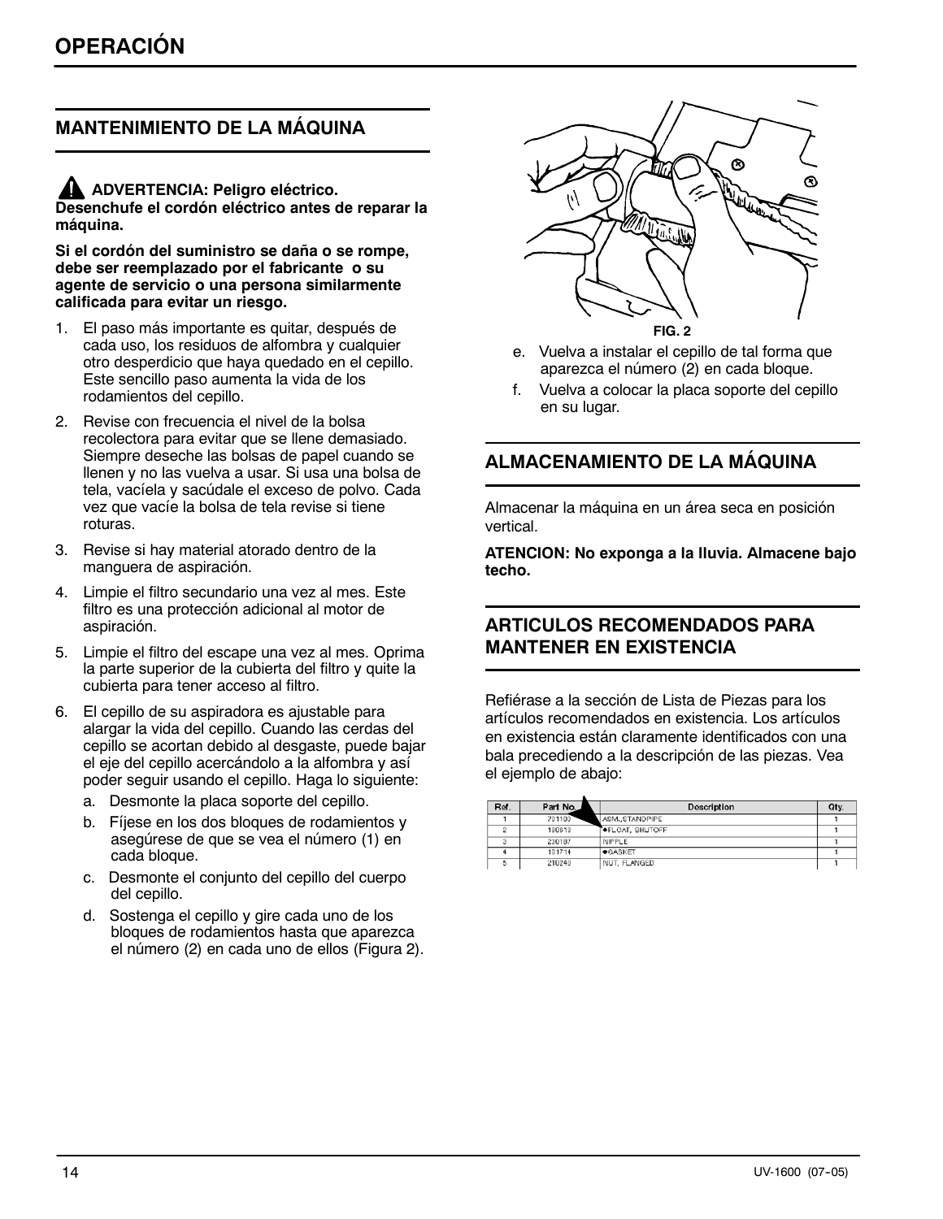# OPERACIÓN

## MANTENIMIENTO DE LA MÁQUINA

**⚠ ADVERTENCIA: Peligro eléctrico. Desenchufe el cordón eléctrico antes de reparar la máquina.**

**Si el cordón del suministro se daña o se rompe, debe ser reemplazado por el fabricante o su agente de servicio o una persona similarmente calificada para evitar un riesgo.**

1. El paso más importante es quitar, después de cada uso, los residuos de alfombra y cualquier otro desperdicio que haya quedado en el cepillo. Este sencillo paso aumenta la vida de los rodamientos del cepillo.
2. Revise con frecuencia el nivel de la bolsa recolectora para evitar que se llene demasiado. Siempre deseche las bolsas de papel cuando se llenen y no las vuelva a usar. Si usa una bolsa de tela, vacíela y sacúdale el exceso de polvo. Cada vez que vacíe la bolsa de tela revise si tiene roturas.
3. Revise si hay material atorado dentro de la manguera de aspiración.
4. Limpie el filtro secundario una vez al mes. Este filtro es una protección adicional al motor de aspiración.
5. Limpie el filtro del escape una vez al mes. Oprima la parte superior de la cubierta del filtro y quite la cubierta para tener acceso al filtro.
6. El cepillo de su aspiradora es ajustable para alargar la vida del cepillo. Cuando las cerdas del cepillo se acortan debido al desgaste, puede bajar el eje del cepillo acercándolo a la alfombra y así poder seguir usando el cepillo. Haga lo siguiente:
   a. Desmonte la placa soporte del cepillo.
   b. Fíjese en los dos bloques de rodamientos y asegúrese de que se vea el número (1) en cada bloque.
   c. Desmonte el conjunto del cepillo del cuerpo del cepillo.
   d. Sostenga el cepillo y gire cada uno de los bloques de rodamientos hasta que aparezca el número (2) en cada uno de ellos (Figura 2).

**FIG. 2**

   e. Vuelva a instalar el cepillo de tal forma que aparezca el número (2) en cada bloque.
   f. Vuelva a colocar la placa soporte del cepillo en su lugar.

## ALMACENAMIENTO DE LA MÁQUINA

Almacenar la máquina en un área seca en posición vertical.

**ATENCION: No exponga a la lluvia. Almacene bajo techo.**

## ARTICULOS RECOMENDADOS PARA MANTENER EN EXISTENCIA

Refiérase a la sección de Lista de Piezas para los artículos recomendados en existencia. Los artículos en existencia están claramente identificados con una bala precediendo a la descripción de las piezas. Vea el ejemplo de abajo:

| Ref. | Part No. | Description | Qty. |
|---|---|---|---|
| 1 | 701103 | ASM.,STANDPIPE | 1 |
| 2 | 180818 | ◆FLOAT, SHUTOFF | 1 |
| 3 | 230187 | NIPPLE | 1 |
| 4 | 181714 | ◆GASKET | 1 |
| 5 | 210240 | NUT, FLANGED | 1 |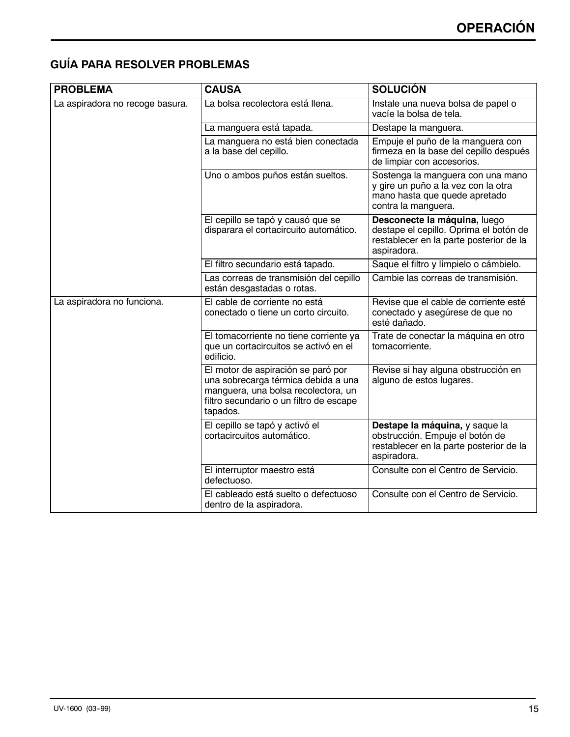## GUÍA PARA RESOLVER PROBLEMAS

| PROBLEMA | CAUSA | SOLUCIÓN |
|---|---|---|
| La aspiradora no recoge basura. | La bolsa recolectora está llena. | Instale una nueva bolsa de papel o vacíe la bolsa de tela. |
| | La manguera está tapada. | Destape la manguera. |
| | La manguera no está bien conectada a la base del cepillo. | Empuje el puño de la manguera con firmeza en la base del cepillo después de limpiar con accesorios. |
| | Uno o ambos puños están sueltos. | Sostenga la manguera con una mano y gire un puño a la vez con la otra mano hasta que quede apretado contra la manguera. |
| | El cepillo se tapó y causó que se disparara el cortacircuito automático. | **Desconecte la máquina,** luego destape el cepillo. Oprima el botón de restablecer en la parte posterior de la aspiradora. |
| | El filtro secundario está tapado. | Saque el filtro y límpielo o cámbielo. |
| | Las correas de transmisión del cepillo están desgastadas o rotas. | Cambie las correas de transmisión. |
| La aspiradora no funciona. | El cable de corriente no está conectado o tiene un corto circuito. | Revise que el cable de corriente esté conectado y asegúrese de que no esté dañado. |
| | El tomacorriente no tiene corriente ya que un cortacircuitos se activó en el edificio. | Trate de conectar la máquina en otro tomacorriente. |
| | El motor de aspiración se paró por una sobrecarga térmica debida a una manguera, una bolsa recolectora, un filtro secundario o un filtro de escape tapados. | Revise si hay alguna obstrucción en alguno de estos lugares. |
| | El cepillo se tapó y activó el cortacircuitos automático. | **Destape la máquina,** y saque la obstrucción. Empuje el botón de restablecer en la parte posterior de la aspiradora. |
| | El interruptor maestro está defectuoso. | Consulte con el Centro de Servicio. |
| | El cableado está suelto o defectuoso dentro de la aspiradora. | Consulte con el Centro de Servicio. |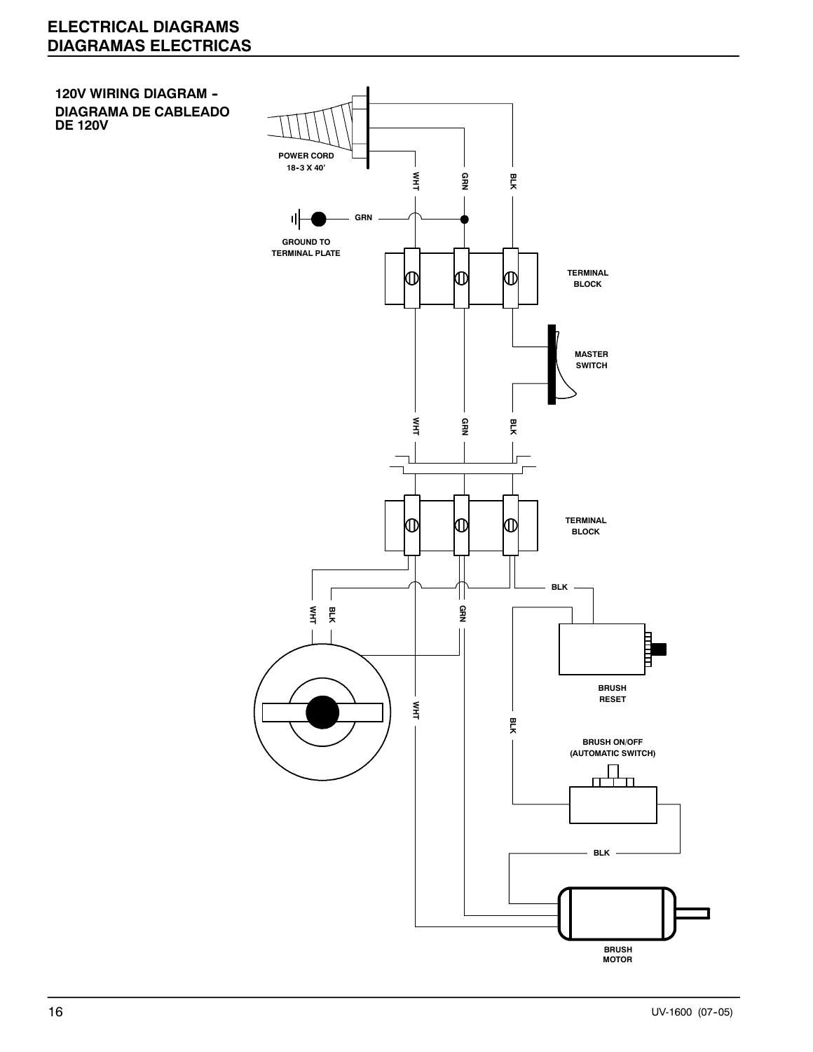# ELECTRICAL DIAGRAMS
# DIAGRAMAS ELECTRICAS

**120V WIRING DIAGRAM - DIAGRAMA DE CABLEADO DE 120V**

POWER CORD 18-3 X 40'

WHT GRN BLK

GRN

GROUND TO TERMINAL PLATE

TERMINAL BLOCK

MASTER SWITCH

WHT GRN BLK

TERMINAL BLOCK

BLK

WHT BLK GRN

BRUSH RESET

WHT

BLK

BRUSH ON/OFF (AUTOMATIC SWITCH)

BLK

BRUSH MOTOR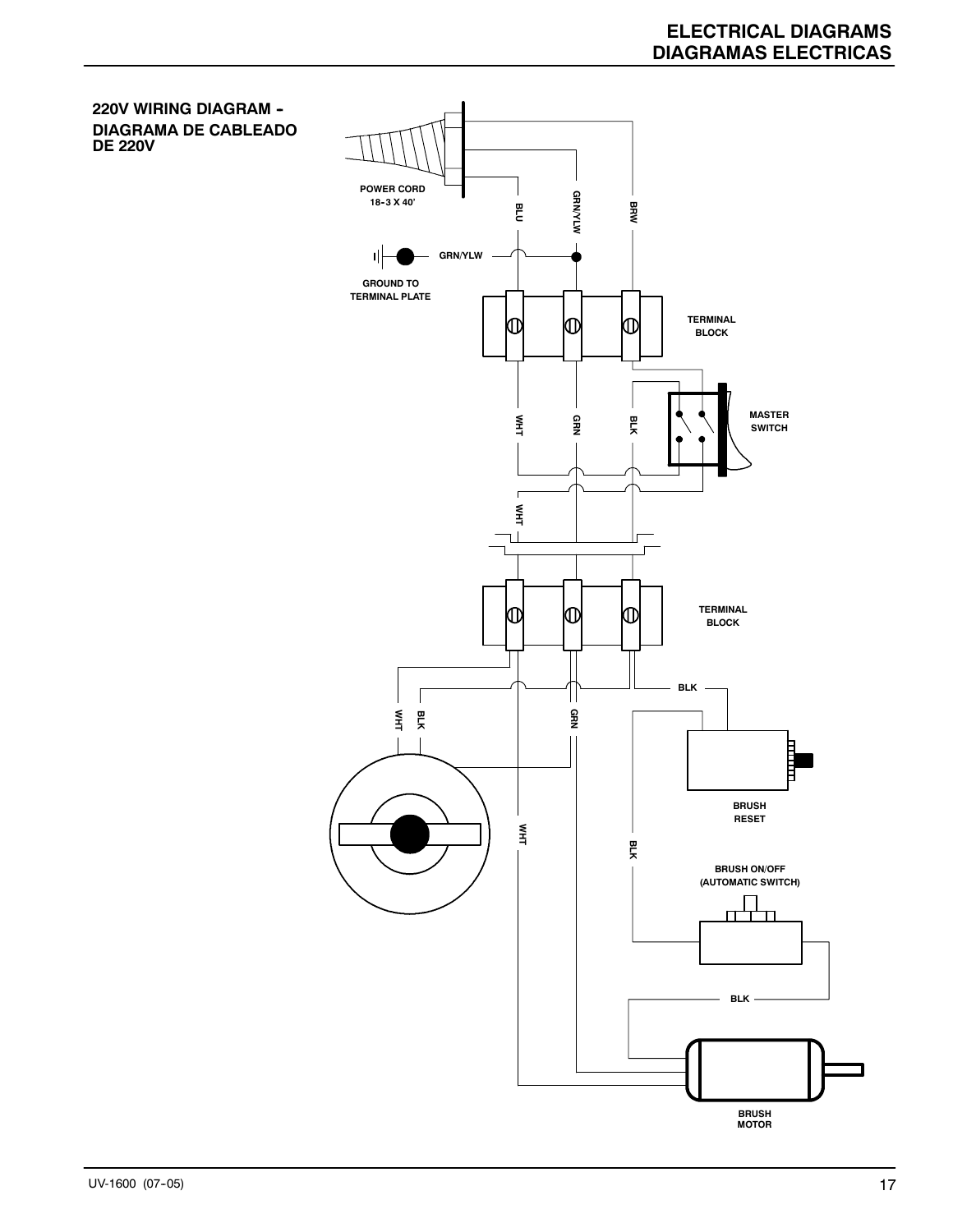## 220V WIRING DIAGRAM - DIAGRAMA DE CABLEADO DE 220V

POWER CORD
18-3 X 40'

BLU

GRN/YLW

BRW

GRN/YLW

GROUND TO
TERMINAL PLATE

TERMINAL
BLOCK

MASTER
SWITCH

WHT

GRN

BLK

WHT

TERMINAL
BLOCK

BLK

WHT

BLK

GRN

BRUSH
RESET

WHT

BLK

BRUSH ON/OFF
(AUTOMATIC SWITCH)

BLK

BRUSH
MOTOR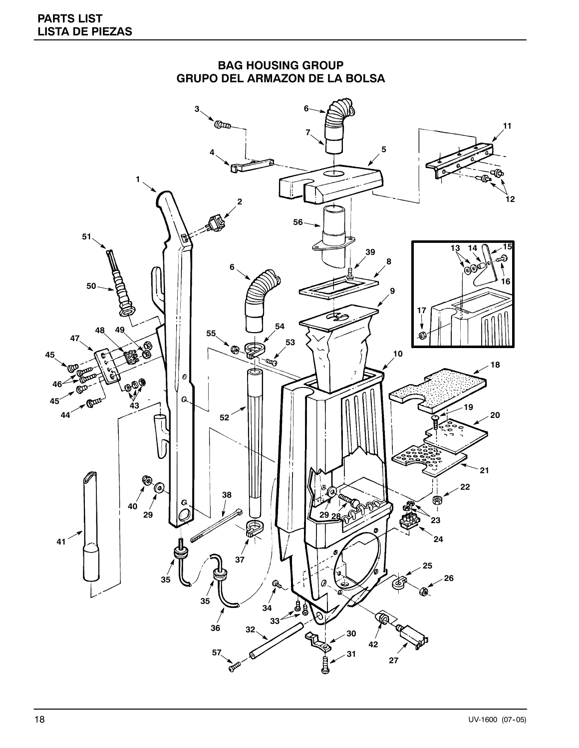# PARTS LIST
# LISTA DE PIEZAS

## BAG HOUSING GROUP
## GRUPO DEL ARMAZON DE LA BOLSA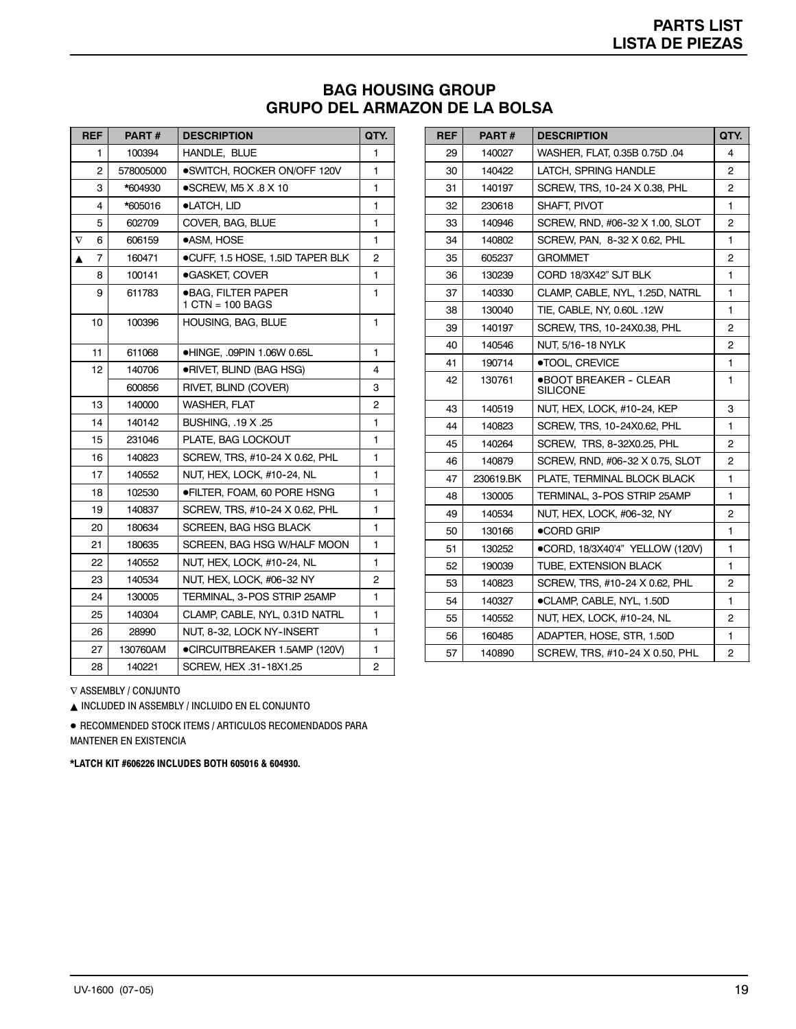## PARTS LIST
## LISTA DE PIEZAS

### BAG HOUSING GROUP
### GRUPO DEL ARMAZON DE LA BOLSA

| REF | PART # | DESCRIPTION | QTY. |
|---|---|---|---|
| 1 | 100394 | HANDLE, BLUE | 1 |
| 2 | 578005000 | ●SWITCH, ROCKER ON/OFF 120V | 1 |
| 3 | *604930 | ●SCREW, M5 X .8 X 10 | 1 |
| 4 | *605016 | ●LATCH, LID | 1 |
| 5 | 602709 | COVER, BAG, BLUE | 1 |
| ∇ 6 | 606159 | ●ASM, HOSE | 1 |
| ▲ 7 | 160471 | ●CUFF, 1.5 HOSE, 1.5ID TAPER BLK | 2 |
| 8 | 100141 | ●GASKET, COVER | 1 |
| 9 | 611783 | ●BAG, FILTER PAPER 1 CTN = 100 BAGS | 1 |
| 10 | 100396 | HOUSING, BAG, BLUE | 1 |
| 11 | 611068 | ●HINGE, .09PIN 1.06W 0.65L | 1 |
| 12 | 140706 | ●RIVET, BLIND (BAG HSG) | 4 |
| | 600856 | RIVET, BLIND (COVER) | 3 |
| 13 | 140000 | WASHER, FLAT | 2 |
| 14 | 140142 | BUSHING, .19 X .25 | 1 |
| 15 | 231046 | PLATE, BAG LOCKOUT | 1 |
| 16 | 140823 | SCREW, TRS, #10-24 X 0.62, PHL | 1 |
| 17 | 140552 | NUT, HEX, LOCK, #10-24, NL | 1 |
| 18 | 102530 | ●FILTER, FOAM, 60 PORE HSNG | 1 |
| 19 | 140837 | SCREW, TRS, #10-24 X 0.62, PHL | 1 |
| 20 | 180634 | SCREEN, BAG HSG BLACK | 1 |
| 21 | 180635 | SCREEN, BAG HSG W/HALF MOON | 1 |
| 22 | 140552 | NUT, HEX, LOCK, #10-24, NL | 1 |
| 23 | 140534 | NUT, HEX, LOCK, #06-32 NY | 2 |
| 24 | 130005 | TERMINAL, 3-POS STRIP 25AMP | 1 |
| 25 | 140304 | CLAMP, CABLE, NYL, 0.31D NATRL | 1 |
| 26 | 28990 | NUT, 8-32, LOCK NY-INSERT | 1 |
| 27 | 130760AM | ●CIRCUITBREAKER 1.5AMP (120V) | 1 |
| 28 | 140221 | SCREW, HEX .31-18X1.25 | 2 |
| 29 | 140027 | WASHER, FLAT, 0.35B 0.75D .04 | 4 |
| 30 | 140422 | LATCH, SPRING HANDLE | 2 |
| 31 | 140197 | SCREW, TRS, 10-24 X 0.38, PHL | 2 |
| 32 | 230618 | SHAFT, PIVOT | 1 |
| 33 | 140946 | SCREW, RND, #06-32 X 1.00, SLOT | 2 |
| 34 | 140802 | SCREW, PAN, 8-32 X 0.62, PHL | 1 |
| 35 | 605237 | GROMMET | 2 |
| 36 | 130239 | CORD 18/3X42" SJT BLK | 1 |
| 37 | 140330 | CLAMP, CABLE, NYL, 1.25D, NATRL | 1 |
| 38 | 130040 | TIE, CABLE, NY, 0.60L .12W | 1 |
| 39 | 140197 | SCREW, TRS, 10-24X0.38, PHL | 2 |
| 40 | 140546 | NUT, 5/16-18 NYLK | 2 |
| 41 | 190714 | ●TOOL, CREVICE | 1 |
| 42 | 130761 | ●BOOT BREAKER - CLEAR SILICONE | 1 |
| 43 | 140519 | NUT, HEX, LOCK, #10-24, KEP | 3 |
| 44 | 140823 | SCREW, TRS, 10-24X0.62, PHL | 1 |
| 45 | 140264 | SCREW, TRS, 8-32X0.25, PHL | 2 |
| 46 | 140879 | SCREW, RND, #06-32 X 0.75, SLOT | 2 |
| 47 | 230619.BK | PLATE, TERMINAL BLOCK BLACK | 1 |
| 48 | 130005 | TERMINAL, 3-POS STRIP 25AMP | 1 |
| 49 | 140534 | NUT, HEX, LOCK, #06-32, NY | 2 |
| 50 | 130166 | ●CORD GRIP | 1 |
| 51 | 130252 | ●CORD, 18/3X40'4" YELLOW (120V) | 1 |
| 52 | 190039 | TUBE, EXTENSION BLACK | 1 |
| 53 | 140823 | SCREW, TRS, #10-24 X 0.62, PHL | 2 |
| 54 | 140327 | ●CLAMP, CABLE, NYL, 1.50D | 1 |
| 55 | 140552 | NUT, HEX, LOCK, #10-24, NL | 2 |
| 56 | 160485 | ADAPTER, HOSE, STR, 1.50D | 1 |
| 57 | 140890 | SCREW, TRS, #10-24 X 0.50, PHL | 2 |

∇ ASSEMBLY / CONJUNTO

▲ INCLUDED IN ASSEMBLY / INCLUIDO EN EL CONJUNTO

● RECOMMENDED STOCK ITEMS / ARTICULOS RECOMENDADOS PARA MANTENER EN EXISTENCIA

**\*LATCH KIT #606226 INCLUDES BOTH 605016 & 604930.**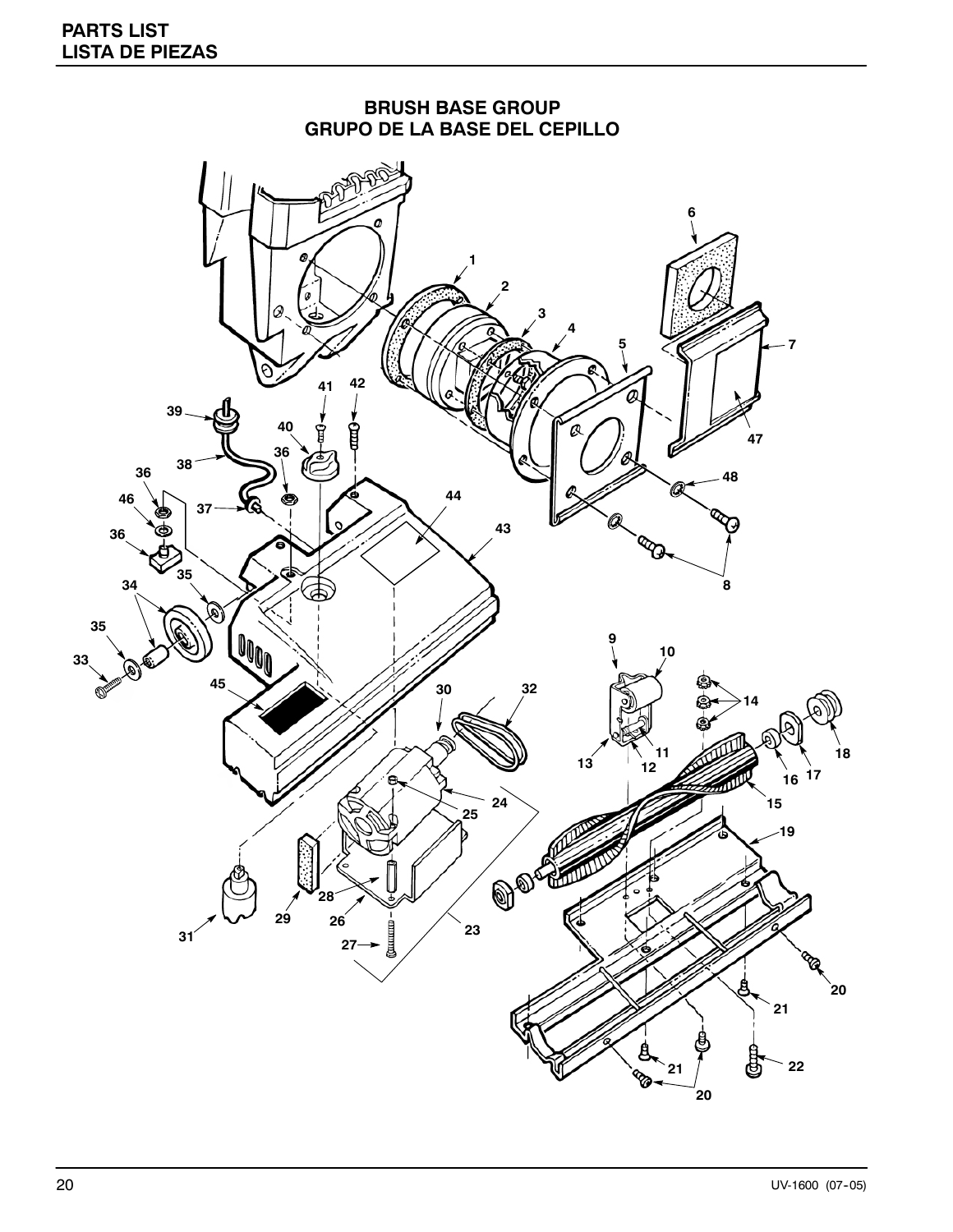# PARTS LIST
# LISTA DE PIEZAS

## BRUSH BASE GROUP
## GRUPO DE LA BASE DEL CEPILLO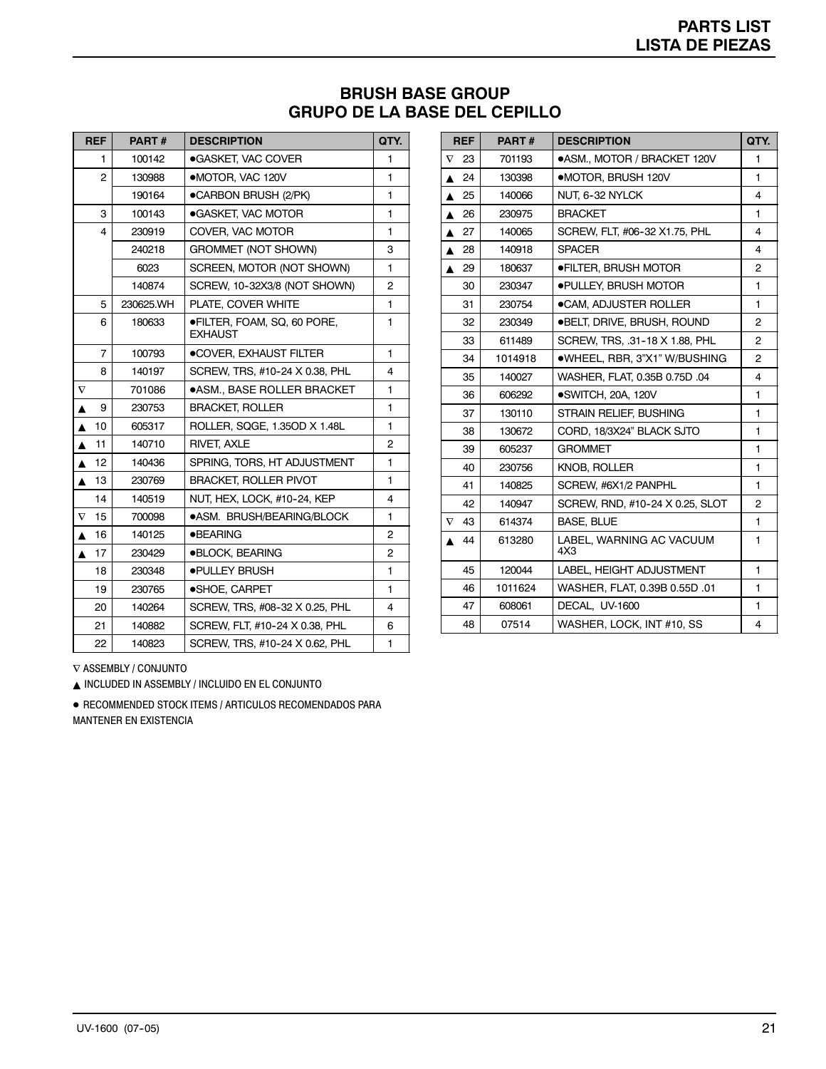# BRUSH BASE GROUP
# GRUPO DE LA BASE DEL CEPILLO

| REF | PART # | DESCRIPTION | QTY. |
|---|---|---|---|
| 1 | 100142 | ●GASKET, VAC COVER | 1 |
| 2 | 130988 | ●MOTOR, VAC 120V | 1 |
| | 190164 | ●CARBON BRUSH (2/PK) | 1 |
| 3 | 100143 | ●GASKET, VAC MOTOR | 1 |
| 4 | 230919 | COVER, VAC MOTOR | 1 |
| | 240218 | GROMMET (NOT SHOWN) | 3 |
| | 6023 | SCREEN, MOTOR (NOT SHOWN) | 1 |
| | 140874 | SCREW, 10-32X3/8 (NOT SHOWN) | 2 |
| 5 | 230625.WH | PLATE, COVER WHITE | 1 |
| 6 | 180633 | ●FILTER, FOAM, SQ, 60 PORE, EXHAUST | 1 |
| 7 | 100793 | ●COVER, EXHAUST FILTER | 1 |
| 8 | 140197 | SCREW, TRS, #10-24 X 0.38, PHL | 4 |
| ∇ | 701086 | ●ASM., BASE ROLLER BRACKET | 1 |
| ▲ 9 | 230753 | BRACKET, ROLLER | 1 |
| ▲ 10 | 605317 | ROLLER, SQGE, 1.35OD X 1.48L | 1 |
| ▲ 11 | 140710 | RIVET, AXLE | 2 |
| ▲ 12 | 140436 | SPRING, TORS, HT ADJUSTMENT | 1 |
| ▲ 13 | 230769 | BRACKET, ROLLER PIVOT | 1 |
| 14 | 140519 | NUT, HEX, LOCK, #10-24, KEP | 4 |
| ∇ 15 | 700098 | ●ASM. BRUSH/BEARING/BLOCK | 1 |
| ▲ 16 | 140125 | ●BEARING | 2 |
| ▲ 17 | 230429 | ●BLOCK, BEARING | 2 |
| 18 | 230348 | ●PULLEY BRUSH | 1 |
| 19 | 230765 | ●SHOE, CARPET | 1 |
| 20 | 140264 | SCREW, TRS, #08-32 X 0.25, PHL | 4 |
| 21 | 140882 | SCREW, FLT, #10-24 X 0.38, PHL | 6 |
| 22 | 140823 | SCREW, TRS, #10-24 X 0.62, PHL | 1 |
| ∇ 23 | 701193 | ●ASM., MOTOR / BRACKET 120V | 1 |
| ▲ 24 | 130398 | ●MOTOR, BRUSH 120V | 1 |
| ▲ 25 | 140066 | NUT, 6-32 NYLCK | 4 |
| ▲ 26 | 230975 | BRACKET | 1 |
| ▲ 27 | 140065 | SCREW, FLT, #06-32 X1.75, PHL | 4 |
| ▲ 28 | 140918 | SPACER | 4 |
| ▲ 29 | 180637 | ●FILTER, BRUSH MOTOR | 2 |
| 30 | 230347 | ●PULLEY, BRUSH MOTOR | 1 |
| 31 | 230754 | ●CAM, ADJUSTER ROLLER | 1 |
| 32 | 230349 | ●BELT, DRIVE, BRUSH, ROUND | 2 |
| 33 | 611489 | SCREW, TRS, .31-18 X 1.88, PHL | 2 |
| 34 | 1014918 | ●WHEEL, RBR, 3"X1" W/BUSHING | 2 |
| 35 | 140027 | WASHER, FLAT, 0.35B 0.75D .04 | 4 |
| 36 | 606292 | ●SWITCH, 20A, 120V | 1 |
| 37 | 130110 | STRAIN RELIEF, BUSHING | 1 |
| 38 | 130672 | CORD, 18/3X24" BLACK SJTO | 1 |
| 39 | 605237 | GROMMET | 1 |
| 40 | 230756 | KNOB, ROLLER | 1 |
| 41 | 140825 | SCREW, #6X1/2 PANPHL | 1 |
| 42 | 140947 | SCREW, RND, #10-24 X 0.25, SLOT | 2 |
| ∇ 43 | 614374 | BASE, BLUE | 1 |
| ▲ 44 | 613280 | LABEL, WARNING AC VACUUM 4X3 | 1 |
| 45 | 120044 | LABEL, HEIGHT ADJUSTMENT | 1 |
| 46 | 1011624 | WASHER, FLAT, 0.39B 0.55D .01 | 1 |
| 47 | 608061 | DECAL, UV-1600 | 1 |
| 48 | 07514 | WASHER, LOCK, INT #10, SS | 4 |

∇ ASSEMBLY / CONJUNTO

▲ INCLUDED IN ASSEMBLY / INCLUIDO EN EL CONJUNTO

● RECOMMENDED STOCK ITEMS / ARTICULOS RECOMENDADOS PARA MANTENER EN EXISTENCIA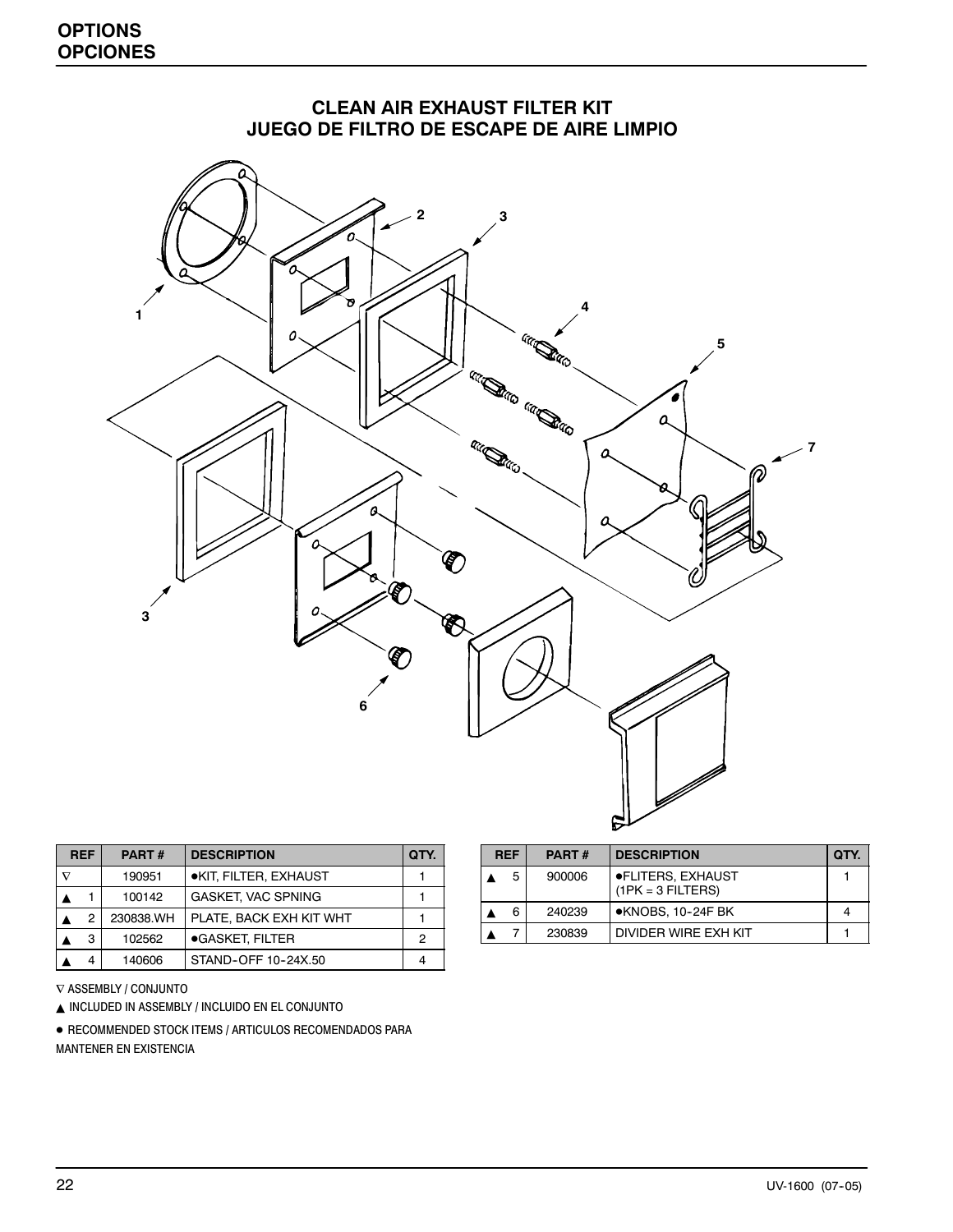# OPTIONS
# OPCIONES

## CLEAN AIR EXHAUST FILTER KIT
## JUEGO DE FILTRO DE ESCAPE DE AIRE LIMPIO

| REF | | PART # | DESCRIPTION | QTY. |
|---|---|---|---|---|
| ∇ | | 190951 | ●KIT, FILTER, EXHAUST | 1 |
| ▲ | 1 | 100142 | GASKET, VAC SPNING | 1 |
| ▲ | 2 | 230838.WH | PLATE, BACK EXH KIT WHT | 1 |
| ▲ | 3 | 102562 | ●GASKET, FILTER | 2 |
| ▲ | 4 | 140606 | STAND-OFF 10-24X.50 | 4 |
| ▲ | 5 | 900006 | ●FLITERS, EXHAUST (1PK = 3 FILTERS) | 1 |
| ▲ | 6 | 240239 | ●KNOBS, 10-24F BK | 4 |
| ▲ | 7 | 230839 | DIVIDER WIRE EXH KIT | 1 |

∇ ASSEMBLY / CONJUNTO

▲ INCLUDED IN ASSEMBLY / INCLUIDO EN EL CONJUNTO

● RECOMMENDED STOCK ITEMS / ARTICULOS RECOMENDADOS PARA MANTENER EN EXISTENCIA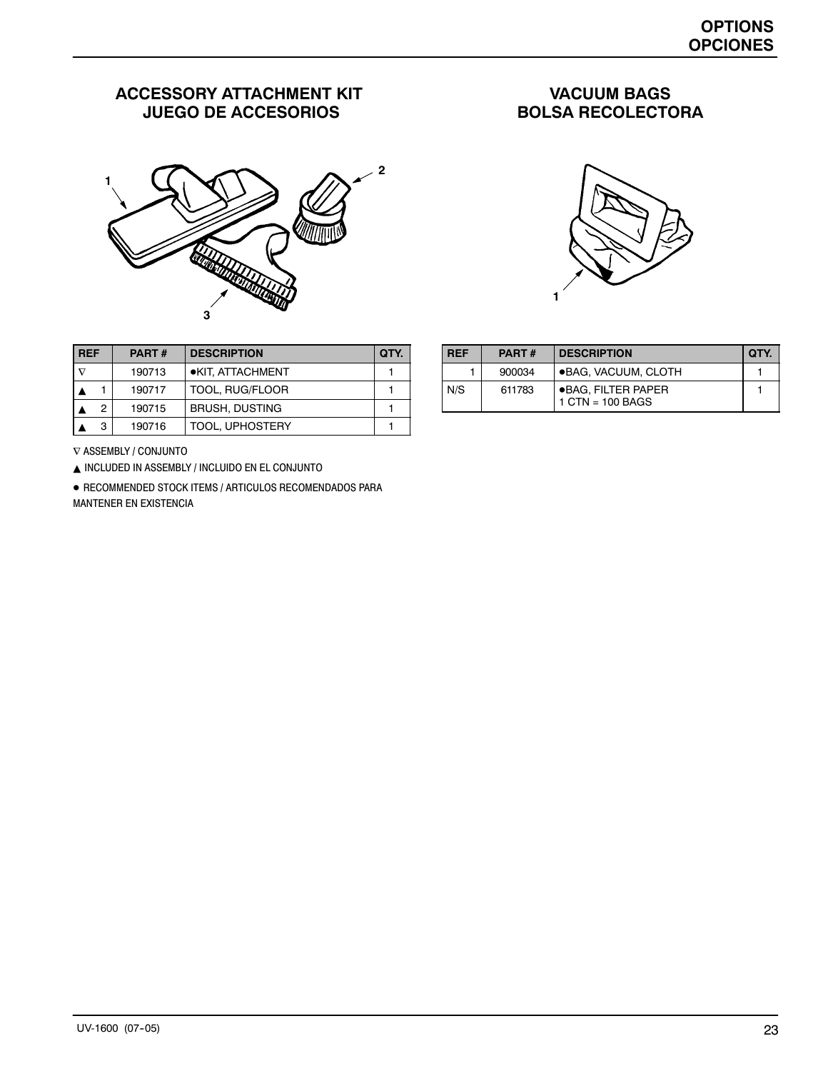## ACCESSORY ATTACHMENT KIT
## JUEGO DE ACCESORIOS

1
2
3

| REF | | PART # | DESCRIPTION | QTY. |
|---|---|---|---|---|
| ∇ | | 190713 | ●KIT, ATTACHMENT | 1 |
| ▲ | 1 | 190717 | TOOL, RUG/FLOOR | 1 |
| ▲ | 2 | 190715 | BRUSH, DUSTING | 1 |
| ▲ | 3 | 190716 | TOOL, UPHOSTERY | 1 |

∇ ASSEMBLY / CONJUNTO

▲ INCLUDED IN ASSEMBLY / INCLUIDO EN EL CONJUNTO

● RECOMMENDED STOCK ITEMS / ARTICULOS RECOMENDADOS PARA MANTENER EN EXISTENCIA

## VACUUM BAGS
## BOLSA RECOLECTORA

1

| REF | PART # | DESCRIPTION | QTY. |
|---|---|---|---|
| 1 | 900034 | ●BAG, VACUUM, CLOTH | 1 |
| N/S | 611783 | ●BAG, FILTER PAPER 1 CTN = 100 BAGS | 1 |

UV-1600 (07-05)